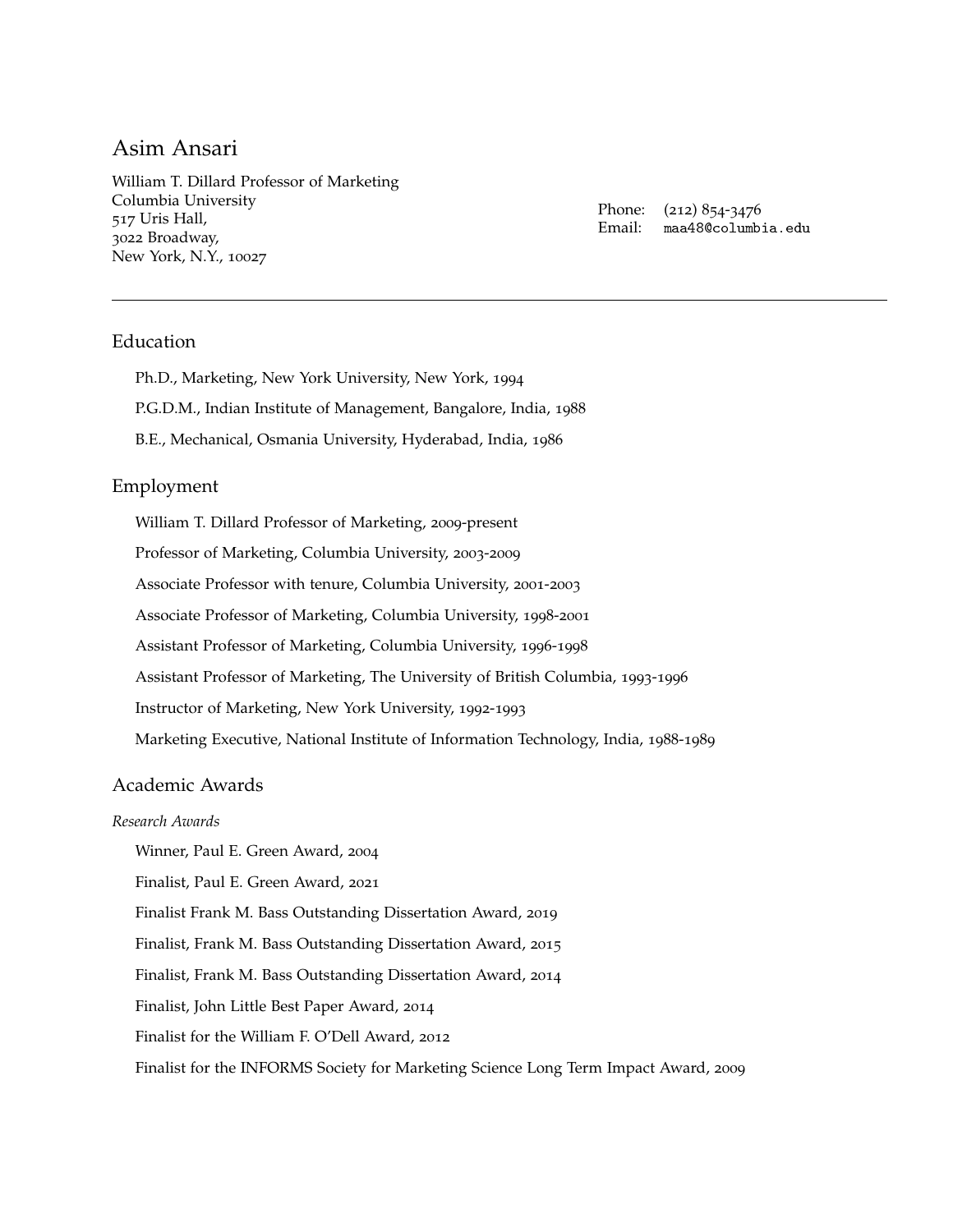# Asim Ansari

William T. Dillard Professor of Marketing
Columbia University
517 Uris Hall,
3022 Broadway,
New York, N.Y., 10027

Phone: (212) 854-3476
Email: maa48@columbia.edu

---

## Education

Ph.D., Marketing, New York University, New York, 1994

P.G.D.M., Indian Institute of Management, Bangalore, India, 1988

B.E., Mechanical, Osmania University, Hyderabad, India, 1986

## Employment

William T. Dillard Professor of Marketing, 2009-present

Professor of Marketing, Columbia University, 2003-2009

Associate Professor with tenure, Columbia University, 2001-2003

Associate Professor of Marketing, Columbia University, 1998-2001

Assistant Professor of Marketing, Columbia University, 1996-1998

Assistant Professor of Marketing, The University of British Columbia, 1993-1996

Instructor of Marketing, New York University, 1992-1993

Marketing Executive, National Institute of Information Technology, India, 1988-1989

## Academic Awards

*Research Awards*

Winner, Paul E. Green Award, 2004

Finalist, Paul E. Green Award, 2021

Finalist Frank M. Bass Outstanding Dissertation Award, 2019

Finalist, Frank M. Bass Outstanding Dissertation Award, 2015

Finalist, Frank M. Bass Outstanding Dissertation Award, 2014

Finalist, John Little Best Paper Award, 2014

Finalist for the William F. O'Dell Award, 2012

Finalist for the INFORMS Society for Marketing Science Long Term Impact Award, 2009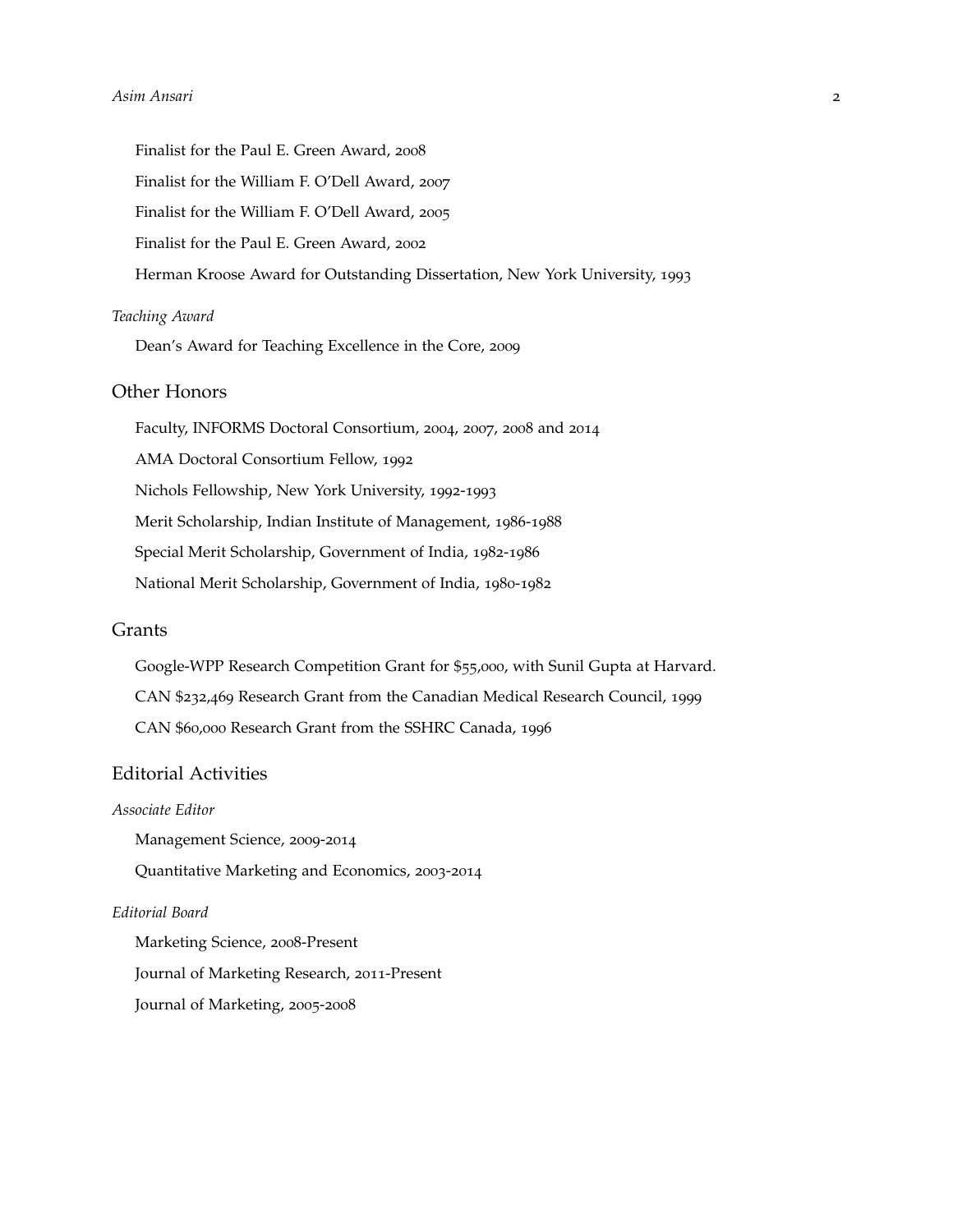Finalist for the Paul E. Green Award, 2008

Finalist for the William F. O'Dell Award, 2007

Finalist for the William F. O'Dell Award, 2005

Finalist for the Paul E. Green Award, 2002

Herman Kroose Award for Outstanding Dissertation, New York University, 1993

*Teaching Award*

Dean's Award for Teaching Excellence in the Core, 2009

## Other Honors

Faculty, INFORMS Doctoral Consortium, 2004, 2007, 2008 and 2014

AMA Doctoral Consortium Fellow, 1992

Nichols Fellowship, New York University, 1992-1993

Merit Scholarship, Indian Institute of Management, 1986-1988

Special Merit Scholarship, Government of India, 1982-1986

National Merit Scholarship, Government of India, 1980-1982

## Grants

Google-WPP Research Competition Grant for $55,000, with Sunil Gupta at Harvard.

CAN $232,469 Research Grant from the Canadian Medical Research Council, 1999

CAN $60,000 Research Grant from the SSHRC Canada, 1996

## Editorial Activities

*Associate Editor*

Management Science, 2009-2014

Quantitative Marketing and Economics, 2003-2014

*Editorial Board*

Marketing Science, 2008-Present

Journal of Marketing Research, 2011-Present

Journal of Marketing, 2005-2008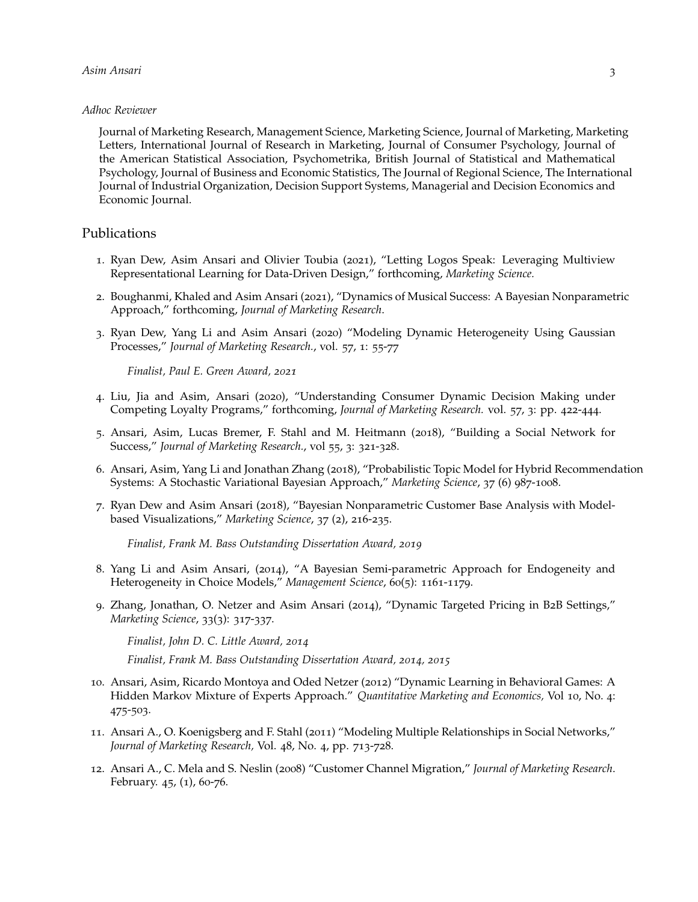*Adhoc Reviewer*

Journal of Marketing Research, Management Science, Marketing Science, Journal of Marketing, Marketing Letters, International Journal of Research in Marketing, Journal of Consumer Psychology, Journal of the American Statistical Association, Psychometrika, British Journal of Statistical and Mathematical Psychology, Journal of Business and Economic Statistics, The Journal of Regional Science, The International Journal of Industrial Organization, Decision Support Systems, Managerial and Decision Economics and Economic Journal.

## Publications

1. Ryan Dew, Asim Ansari and Olivier Toubia (2021), "Letting Logos Speak: Leveraging Multiview Representational Learning for Data-Driven Design," forthcoming, *Marketing Science.*

2. Boughanmi, Khaled and Asim Ansari (2021), "Dynamics of Musical Success: A Bayesian Nonparametric Approach," forthcoming, *Journal of Marketing Research*.

3. Ryan Dew, Yang Li and Asim Ansari (2020) "Modeling Dynamic Heterogeneity Using Gaussian Processes," *Journal of Marketing Research.*, vol. 57, 1: 55-77

   *Finalist, Paul E. Green Award, 2021*

4. Liu, Jia and Asim, Ansari (2020), "Understanding Consumer Dynamic Decision Making under Competing Loyalty Programs," forthcoming, *Journal of Marketing Research.* vol. 57, 3: pp. 422-444.

5. Ansari, Asim, Lucas Bremer, F. Stahl and M. Heitmann (2018), "Building a Social Network for Success," *Journal of Marketing Research.*, vol 55, 3: 321-328.

6. Ansari, Asim, Yang Li and Jonathan Zhang (2018), "Probabilistic Topic Model for Hybrid Recommendation Systems: A Stochastic Variational Bayesian Approach," *Marketing Science*, 37 (6) 987-1008.

7. Ryan Dew and Asim Ansari (2018), "Bayesian Nonparametric Customer Base Analysis with Model-based Visualizations," *Marketing Science*, 37 (2), 216-235.

   *Finalist, Frank M. Bass Outstanding Dissertation Award, 2019*

8. Yang Li and Asim Ansari, (2014), "A Bayesian Semi-parametric Approach for Endogeneity and Heterogeneity in Choice Models," *Management Science*, 60(5): 1161-1179.

9. Zhang, Jonathan, O. Netzer and Asim Ansari (2014), "Dynamic Targeted Pricing in B2B Settings," *Marketing Science*, 33(3): 317-337.

   *Finalist, John D. C. Little Award, 2014*

   *Finalist, Frank M. Bass Outstanding Dissertation Award, 2014, 2015*

10. Ansari, Asim, Ricardo Montoya and Oded Netzer (2012) "Dynamic Learning in Behavioral Games: A Hidden Markov Mixture of Experts Approach." *Quantitative Marketing and Economics,* Vol 10, No. 4: 475-503.

11. Ansari A., O. Koenigsberg and F. Stahl (2011) "Modeling Multiple Relationships in Social Networks," *Journal of Marketing Research,* Vol. 48, No. 4, pp. 713-728.

12. Ansari A., C. Mela and S. Neslin (2008) "Customer Channel Migration," *Journal of Marketing Research.* February. 45, (1), 60-76.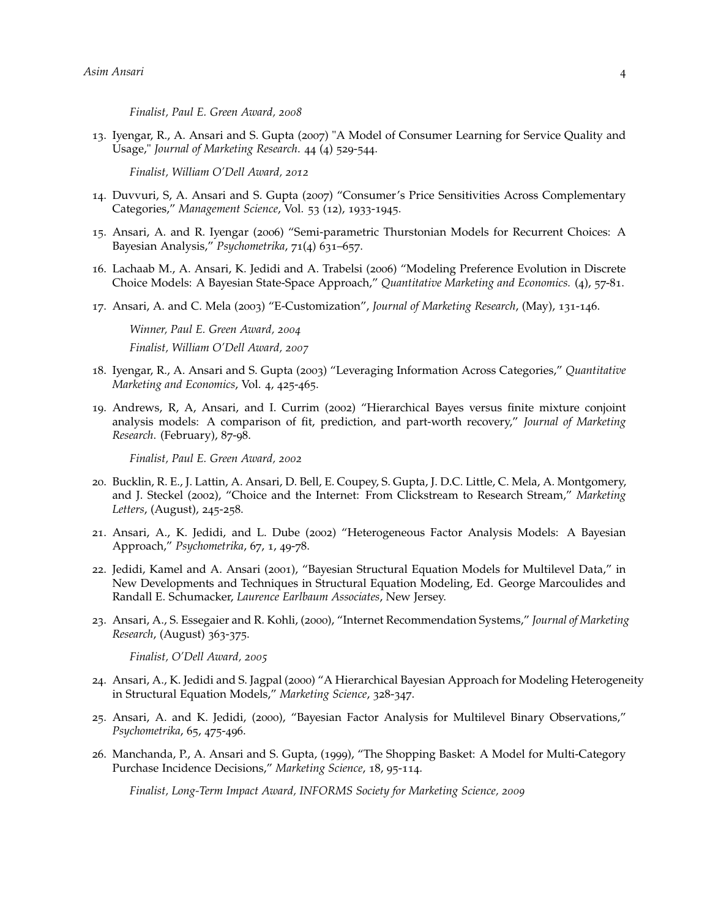*Finalist, Paul E. Green Award, 2008*

13. Iyengar, R., A. Ansari and S. Gupta (2007) "A Model of Consumer Learning for Service Quality and Usage," *Journal of Marketing Research*. 44 (4) 529-544.

    *Finalist, William O'Dell Award, 2012*

14. Duvvuri, S, A. Ansari and S. Gupta (2007) "Consumer's Price Sensitivities Across Complementary Categories," *Management Science*, Vol. 53 (12), 1933-1945.

15. Ansari, A. and R. Iyengar (2006) "Semi-parametric Thurstonian Models for Recurrent Choices: A Bayesian Analysis," *Psychometrika*, 71(4) 631–657.

16. Lachaab M., A. Ansari, K. Jedidi and A. Trabelsi (2006) "Modeling Preference Evolution in Discrete Choice Models: A Bayesian State-Space Approach," *Quantitative Marketing and Economics.* (4), 57-81.

17. Ansari, A. and C. Mela (2003) "E-Customization", *Journal of Marketing Research*, (May), 131-146.

    *Winner, Paul E. Green Award, 2004*

    *Finalist, William O'Dell Award, 2007*

18. Iyengar, R., A. Ansari and S. Gupta (2003) "Leveraging Information Across Categories," *Quantitative Marketing and Economics*, Vol. 4, 425-465.

19. Andrews, R, A, Ansari, and I. Currim (2002) "Hierarchical Bayes versus finite mixture conjoint analysis models: A comparison of fit, prediction, and part-worth recovery," *Journal of Marketing Research*. (February), 87-98.

    *Finalist, Paul E. Green Award, 2002*

20. Bucklin, R. E., J. Lattin, A. Ansari, D. Bell, E. Coupey, S. Gupta, J. D.C. Little, C. Mela, A. Montgomery, and J. Steckel (2002), "Choice and the Internet: From Clickstream to Research Stream," *Marketing Letters*, (August), 245-258.

21. Ansari, A., K. Jedidi, and L. Dube (2002) "Heterogeneous Factor Analysis Models: A Bayesian Approach," *Psychometrika*, 67, 1, 49-78.

22. Jedidi, Kamel and A. Ansari (2001), "Bayesian Structural Equation Models for Multilevel Data," in New Developments and Techniques in Structural Equation Modeling, Ed. George Marcoulides and Randall E. Schumacker, *Laurence Earlbaum Associates*, New Jersey.

23. Ansari, A., S. Essegaier and R. Kohli, (2000), "Internet Recommendation Systems," *Journal of Marketing Research*, (August) 363-375.

    *Finalist, O'Dell Award, 2005*

24. Ansari, A., K. Jedidi and S. Jagpal (2000) "A Hierarchical Bayesian Approach for Modeling Heterogeneity in Structural Equation Models," *Marketing Science*, 328-347.

25. Ansari, A. and K. Jedidi, (2000), "Bayesian Factor Analysis for Multilevel Binary Observations," *Psychometrika*, 65, 475-496.

26. Manchanda, P., A. Ansari and S. Gupta, (1999), "The Shopping Basket: A Model for Multi-Category Purchase Incidence Decisions," *Marketing Science*, 18, 95-114.

    *Finalist, Long-Term Impact Award, INFORMS Society for Marketing Science, 2009*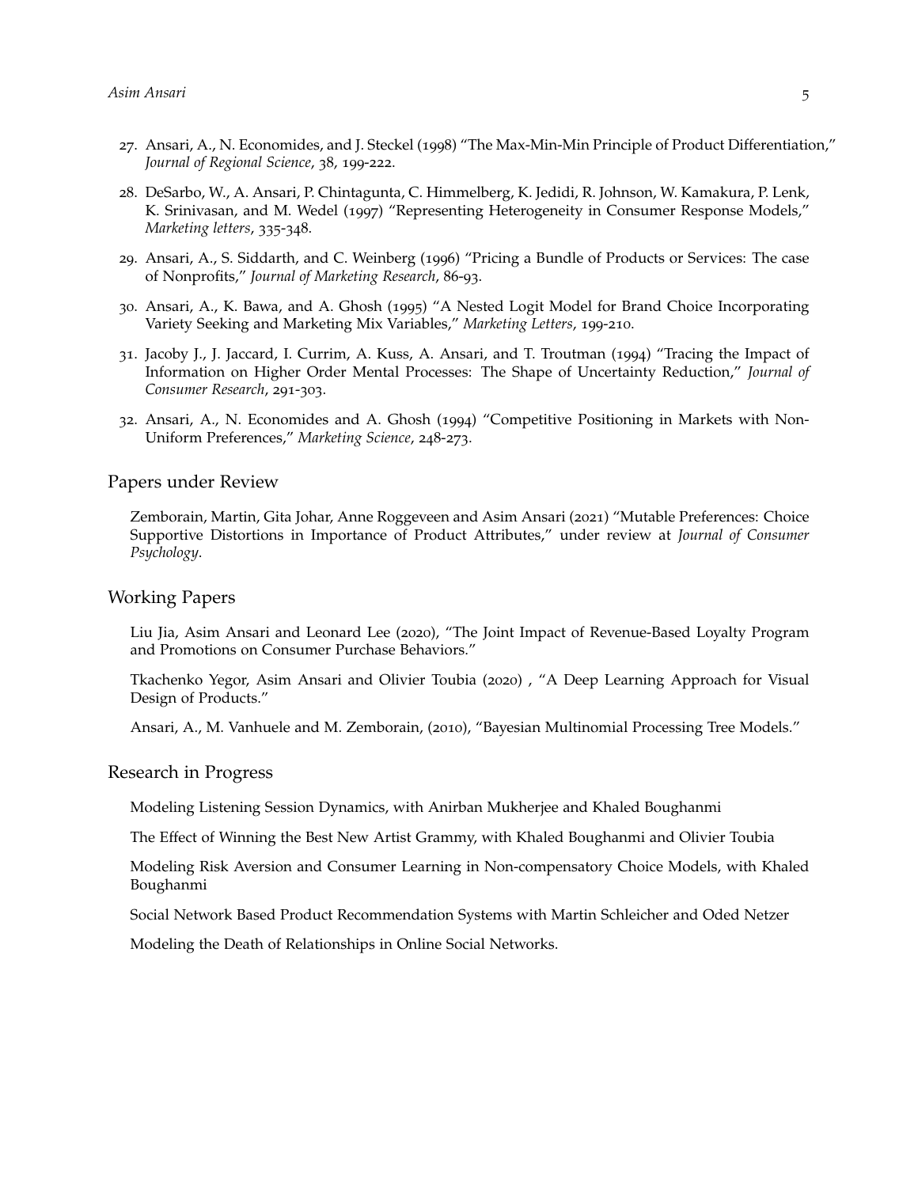27. Ansari, A., N. Economides, and J. Steckel (1998) "The Max-Min-Min Principle of Product Differentiation," *Journal of Regional Science*, 38, 199-222.

28. DeSarbo, W., A. Ansari, P. Chintagunta, C. Himmelberg, K. Jedidi, R. Johnson, W. Kamakura, P. Lenk, K. Srinivasan, and M. Wedel (1997) "Representing Heterogeneity in Consumer Response Models," *Marketing letters*, 335-348.

29. Ansari, A., S. Siddarth, and C. Weinberg (1996) "Pricing a Bundle of Products or Services: The case of Nonprofits," *Journal of Marketing Research*, 86-93.

30. Ansari, A., K. Bawa, and A. Ghosh (1995) "A Nested Logit Model for Brand Choice Incorporating Variety Seeking and Marketing Mix Variables," *Marketing Letters*, 199-210.

31. Jacoby J., J. Jaccard, I. Currim, A. Kuss, A. Ansari, and T. Troutman (1994) "Tracing the Impact of Information on Higher Order Mental Processes: The Shape of Uncertainty Reduction," *Journal of Consumer Research*, 291-303.

32. Ansari, A., N. Economides and A. Ghosh (1994) "Competitive Positioning in Markets with Non-Uniform Preferences," *Marketing Science*, 248-273.

## Papers under Review

Zemborain, Martin, Gita Johar, Anne Roggeveen and Asim Ansari (2021) "Mutable Preferences: Choice Supportive Distortions in Importance of Product Attributes," under review at *Journal of Consumer Psychology*.

## Working Papers

Liu Jia, Asim Ansari and Leonard Lee (2020), "The Joint Impact of Revenue-Based Loyalty Program and Promotions on Consumer Purchase Behaviors."

Tkachenko Yegor, Asim Ansari and Olivier Toubia (2020) , "A Deep Learning Approach for Visual Design of Products."

Ansari, A., M. Vanhuele and M. Zemborain, (2010), "Bayesian Multinomial Processing Tree Models."

## Research in Progress

Modeling Listening Session Dynamics, with Anirban Mukherjee and Khaled Boughanmi

The Effect of Winning the Best New Artist Grammy, with Khaled Boughanmi and Olivier Toubia

Modeling Risk Aversion and Consumer Learning in Non-compensatory Choice Models, with Khaled Boughanmi

Social Network Based Product Recommendation Systems with Martin Schleicher and Oded Netzer

Modeling the Death of Relationships in Online Social Networks.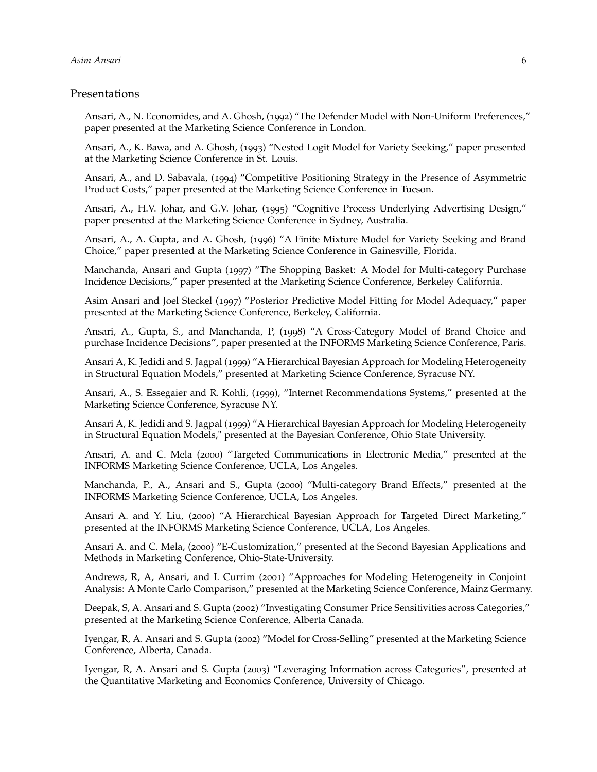## Presentations

Ansari, A., N. Economides, and A. Ghosh, (1992) "The Defender Model with Non-Uniform Preferences," paper presented at the Marketing Science Conference in London.

Ansari, A., K. Bawa, and A. Ghosh, (1993) "Nested Logit Model for Variety Seeking," paper presented at the Marketing Science Conference in St. Louis.

Ansari, A., and D. Sabavala, (1994) "Competitive Positioning Strategy in the Presence of Asymmetric Product Costs," paper presented at the Marketing Science Conference in Tucson.

Ansari, A., H.V. Johar, and G.V. Johar, (1995) "Cognitive Process Underlying Advertising Design," paper presented at the Marketing Science Conference in Sydney, Australia.

Ansari, A., A. Gupta, and A. Ghosh, (1996) "A Finite Mixture Model for Variety Seeking and Brand Choice," paper presented at the Marketing Science Conference in Gainesville, Florida.

Manchanda, Ansari and Gupta (1997) "The Shopping Basket: A Model for Multi-category Purchase Incidence Decisions," paper presented at the Marketing Science Conference, Berkeley California.

Asim Ansari and Joel Steckel (1997) "Posterior Predictive Model Fitting for Model Adequacy," paper presented at the Marketing Science Conference, Berkeley, California.

Ansari, A., Gupta, S., and Manchanda, P, (1998) "A Cross-Category Model of Brand Choice and purchase Incidence Decisions", paper presented at the INFORMS Marketing Science Conference, Paris.

Ansari A, K. Jedidi and S. Jagpal (1999) "A Hierarchical Bayesian Approach for Modeling Heterogeneity in Structural Equation Models," presented at Marketing Science Conference, Syracuse NY.

Ansari, A., S. Essegaier and R. Kohli, (1999), "Internet Recommendations Systems," presented at the Marketing Science Conference, Syracuse NY.

Ansari A, K. Jedidi and S. Jagpal (1999) "A Hierarchical Bayesian Approach for Modeling Heterogeneity in Structural Equation Models," presented at the Bayesian Conference, Ohio State University.

Ansari, A. and C. Mela (2000) "Targeted Communications in Electronic Media," presented at the INFORMS Marketing Science Conference, UCLA, Los Angeles.

Manchanda, P., A., Ansari and S., Gupta (2000) "Multi-category Brand Effects," presented at the INFORMS Marketing Science Conference, UCLA, Los Angeles.

Ansari A. and Y. Liu, (2000) "A Hierarchical Bayesian Approach for Targeted Direct Marketing," presented at the INFORMS Marketing Science Conference, UCLA, Los Angeles.

Ansari A. and C. Mela, (2000) "E-Customization," presented at the Second Bayesian Applications and Methods in Marketing Conference, Ohio-State-University.

Andrews, R, A, Ansari, and I. Currim (2001) "Approaches for Modeling Heterogeneity in Conjoint Analysis: A Monte Carlo Comparison," presented at the Marketing Science Conference, Mainz Germany.

Deepak, S, A. Ansari and S. Gupta (2002) "Investigating Consumer Price Sensitivities across Categories," presented at the Marketing Science Conference, Alberta Canada.

Iyengar, R, A. Ansari and S. Gupta (2002) "Model for Cross-Selling" presented at the Marketing Science Conference, Alberta, Canada.

Iyengar, R, A. Ansari and S. Gupta (2003) "Leveraging Information across Categories", presented at the Quantitative Marketing and Economics Conference, University of Chicago.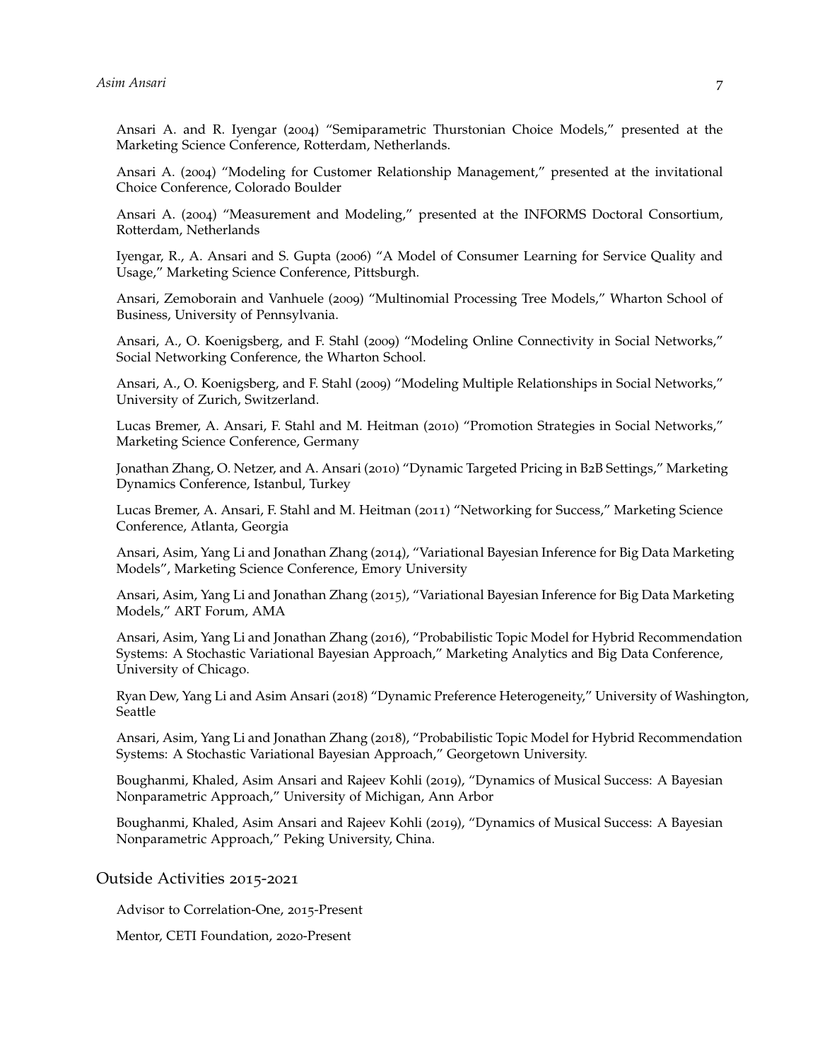Ansari A. and R. Iyengar (2004) “Semiparametric Thurstonian Choice Models,” presented at the Marketing Science Conference, Rotterdam, Netherlands.

Ansari A. (2004) “Modeling for Customer Relationship Management,” presented at the invitational Choice Conference, Colorado Boulder

Ansari A. (2004) “Measurement and Modeling,” presented at the INFORMS Doctoral Consortium, Rotterdam, Netherlands

Iyengar, R., A. Ansari and S. Gupta (2006) “A Model of Consumer Learning for Service Quality and Usage,” Marketing Science Conference, Pittsburgh.

Ansari, Zemoborain and Vanhuele (2009) “Multinomial Processing Tree Models,” Wharton School of Business, University of Pennsylvania.

Ansari, A., O. Koenigsberg, and F. Stahl (2009) “Modeling Online Connectivity in Social Networks,” Social Networking Conference, the Wharton School.

Ansari, A., O. Koenigsberg, and F. Stahl (2009) “Modeling Multiple Relationships in Social Networks,” University of Zurich, Switzerland.

Lucas Bremer, A. Ansari, F. Stahl and M. Heitman (2010) “Promotion Strategies in Social Networks,” Marketing Science Conference, Germany

Jonathan Zhang, O. Netzer, and A. Ansari (2010) “Dynamic Targeted Pricing in B2B Settings,” Marketing Dynamics Conference, Istanbul, Turkey

Lucas Bremer, A. Ansari, F. Stahl and M. Heitman (2011) “Networking for Success,” Marketing Science Conference, Atlanta, Georgia

Ansari, Asim, Yang Li and Jonathan Zhang (2014), “Variational Bayesian Inference for Big Data Marketing Models”, Marketing Science Conference, Emory University

Ansari, Asim, Yang Li and Jonathan Zhang (2015), “Variational Bayesian Inference for Big Data Marketing Models,” ART Forum, AMA

Ansari, Asim, Yang Li and Jonathan Zhang (2016), “Probabilistic Topic Model for Hybrid Recommendation Systems: A Stochastic Variational Bayesian Approach,” Marketing Analytics and Big Data Conference, University of Chicago.

Ryan Dew, Yang Li and Asim Ansari (2018) “Dynamic Preference Heterogeneity,” University of Washington, Seattle

Ansari, Asim, Yang Li and Jonathan Zhang (2018), “Probabilistic Topic Model for Hybrid Recommendation Systems: A Stochastic Variational Bayesian Approach,” Georgetown University.

Boughanmi, Khaled, Asim Ansari and Rajeev Kohli (2019), “Dynamics of Musical Success: A Bayesian Nonparametric Approach,” University of Michigan, Ann Arbor

Boughanmi, Khaled, Asim Ansari and Rajeev Kohli (2019), “Dynamics of Musical Success: A Bayesian Nonparametric Approach,” Peking University, China.

## Outside Activities 2015-2021

Advisor to Correlation-One, 2015-Present

Mentor, CETI Foundation, 2020-Present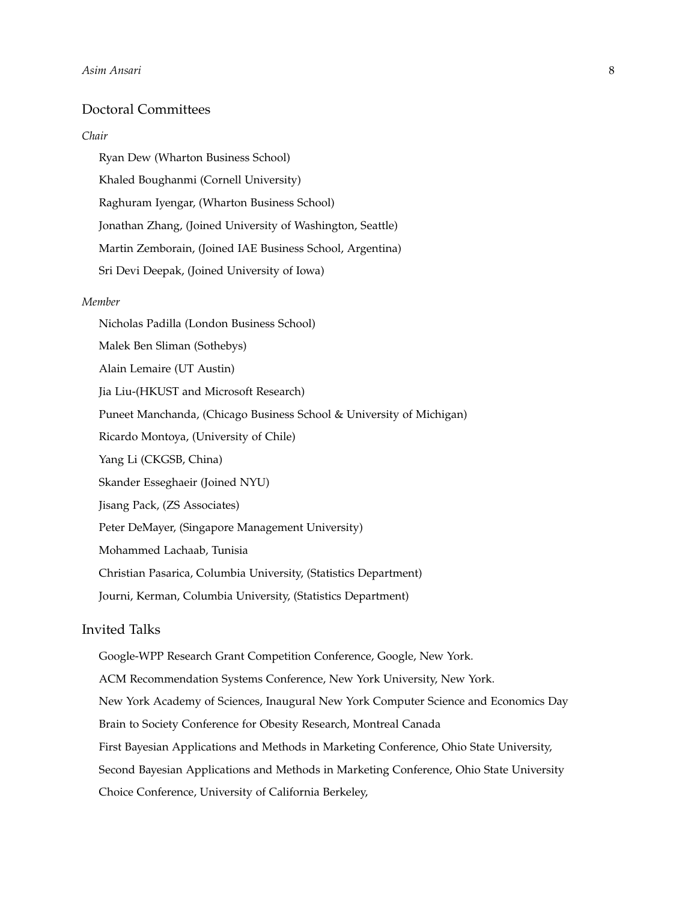## Doctoral Committees

*Chair*

Ryan Dew (Wharton Business School)

Khaled Boughanmi (Cornell University)

Raghuram Iyengar, (Wharton Business School)

Jonathan Zhang, (Joined University of Washington, Seattle)

Martin Zemborain, (Joined IAE Business School, Argentina)

Sri Devi Deepak, (Joined University of Iowa)

*Member*

Nicholas Padilla (London Business School)

Malek Ben Sliman (Sothebys)

Alain Lemaire (UT Austin)

Jia Liu-(HKUST and Microsoft Research)

Puneet Manchanda, (Chicago Business School & University of Michigan)

Ricardo Montoya, (University of Chile)

Yang Li (CKGSB, China)

Skander Esseghaeir (Joined NYU)

Jisang Pack, (ZS Associates)

Peter DeMayer, (Singapore Management University)

Mohammed Lachaab, Tunisia

Christian Pasarica, Columbia University, (Statistics Department)

Journi, Kerman, Columbia University, (Statistics Department)

## Invited Talks

Google-WPP Research Grant Competition Conference, Google, New York.

ACM Recommendation Systems Conference, New York University, New York.

New York Academy of Sciences, Inaugural New York Computer Science and Economics Day

Brain to Society Conference for Obesity Research, Montreal Canada

First Bayesian Applications and Methods in Marketing Conference, Ohio State University,

Second Bayesian Applications and Methods in Marketing Conference, Ohio State University

Choice Conference, University of California Berkeley,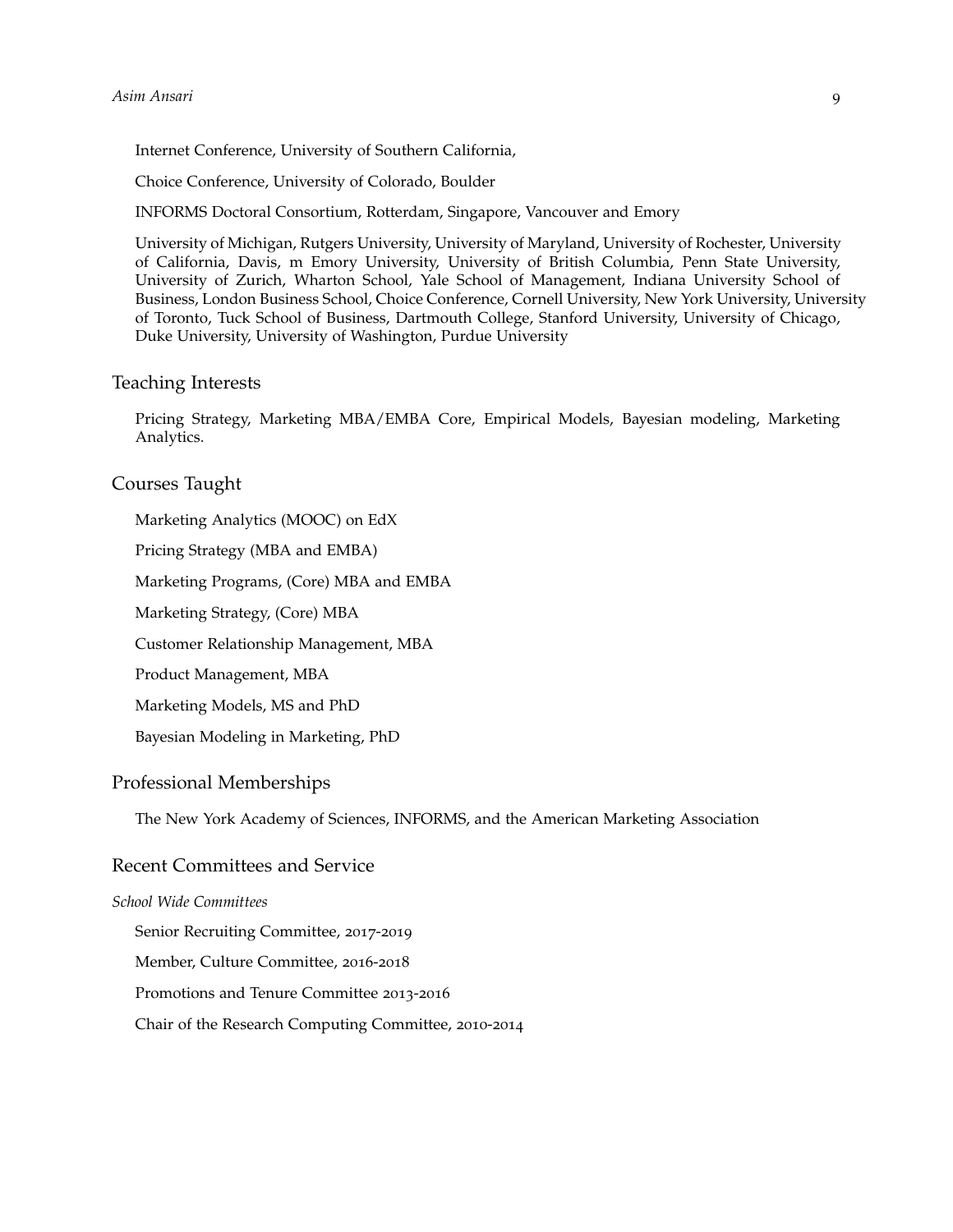Internet Conference, University of Southern California,

Choice Conference, University of Colorado, Boulder

INFORMS Doctoral Consortium, Rotterdam, Singapore, Vancouver and Emory

University of Michigan, Rutgers University, University of Maryland, University of Rochester, University of California, Davis, m Emory University, University of British Columbia, Penn State University, University of Zurich, Wharton School, Yale School of Management, Indiana University School of Business, London Business School, Choice Conference, Cornell University, New York University, University of Toronto, Tuck School of Business, Dartmouth College, Stanford University, University of Chicago, Duke University, University of Washington, Purdue University

## Teaching Interests

Pricing Strategy, Marketing MBA/EMBA Core, Empirical Models, Bayesian modeling, Marketing Analytics.

## Courses Taught

Marketing Analytics (MOOC) on EdX

Pricing Strategy (MBA and EMBA)

Marketing Programs, (Core) MBA and EMBA

Marketing Strategy, (Core) MBA

Customer Relationship Management, MBA

Product Management, MBA

Marketing Models, MS and PhD

Bayesian Modeling in Marketing, PhD

## Professional Memberships

The New York Academy of Sciences, INFORMS, and the American Marketing Association

## Recent Committees and Service

*School Wide Committees*

Senior Recruiting Committee, 2017-2019

Member, Culture Committee, 2016-2018

Promotions and Tenure Committee 2013-2016

Chair of the Research Computing Committee, 2010-2014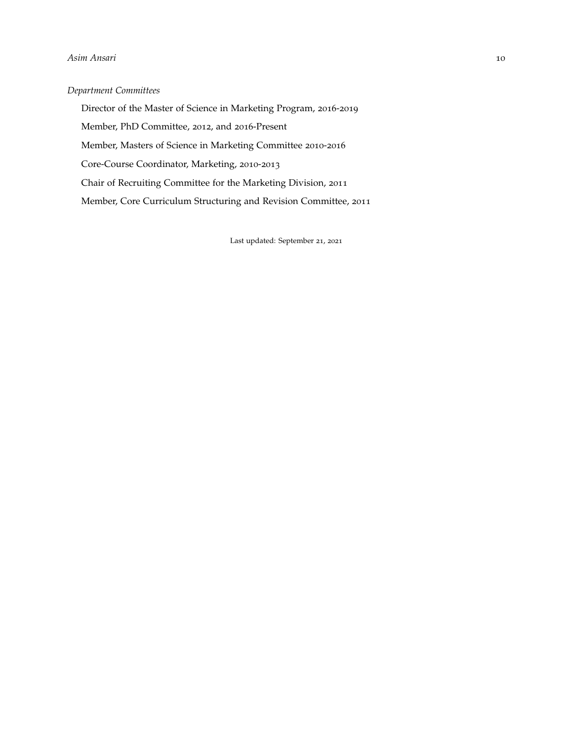*Department Committees*

Director of the Master of Science in Marketing Program, 2016-2019

Member, PhD Committee, 2012, and 2016-Present

Member, Masters of Science in Marketing Committee 2010-2016

Core-Course Coordinator, Marketing, 2010-2013

Chair of Recruiting Committee for the Marketing Division, 2011

Member, Core Curriculum Structuring and Revision Committee, 2011

Last updated: September 21, 2021